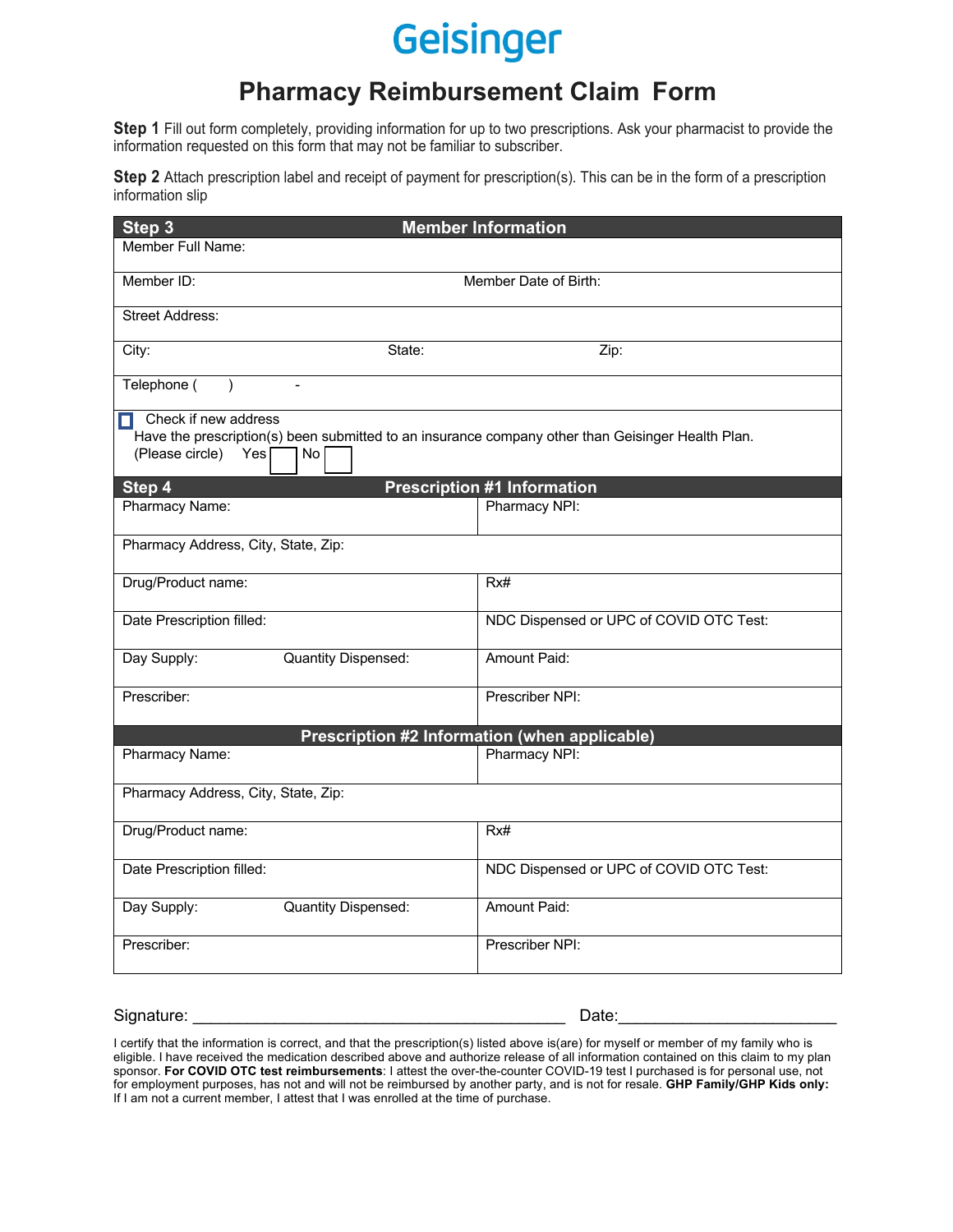# Geisinger

## Pharmacy Reimbursement Claim Form

**Step 1** Fill out form completely, providing information for up to two prescriptions. Ask your pharmacist to provide the information requested on this form that may not be familiar to subscriber.

**Step 2** Attach prescription label and receipt of payment for prescription(s). This can be in the form of a prescription information slip

| **Step 3** | **Member Information** | |
|---|---|---|
| Member Full Name: | | |
| Member ID: | Member Date of Birth: | |
| Street Address: | | |
| City: | State: | Zip: |
| Telephone (     )     - | | |
| ☐ Check if new address<br>Have the prescription(s) been submitted to an insurance company other than Geisinger Health Plan.<br>(Please circle) Yes ☐ No ☐ | | |

| **Step 4** | **Prescription #1 Information** |
|---|---|
| Pharmacy Name: | Pharmacy NPI: |
| Pharmacy Address, City, State, Zip: | |
| Drug/Product name: | Rx# |
| Date Prescription filled: | NDC Dispensed or UPC of COVID OTC Test: |
| Day Supply: Quantity Dispensed: | Amount Paid: |
| Prescriber: | Prescriber NPI: |

| **Prescription #2 Information (when applicable)** | |
|---|---|
| Pharmacy Name: | Pharmacy NPI: |
| Pharmacy Address, City, State, Zip: | |
| Drug/Product name: | Rx# |
| Date Prescription filled: | NDC Dispensed or UPC of COVID OTC Test: |
| Day Supply: Quantity Dispensed: | Amount Paid: |
| Prescriber: | Prescriber NPI: |

Signature: ________________________________________ Date:______________________

I certify that the information is correct, and that the prescription(s) listed above is(are) for myself or member of my family who is eligible. I have received the medication described above and authorize release of all information contained on this claim to my plan sponsor. **For COVID OTC test reimbursements**: I attest the over-the-counter COVID-19 test I purchased is for personal use, not for employment purposes, has not and will not be reimbursed by another party, and is not for resale. **GHP Family/GHP Kids only:** If I am not a current member, I attest that I was enrolled at the time of purchase.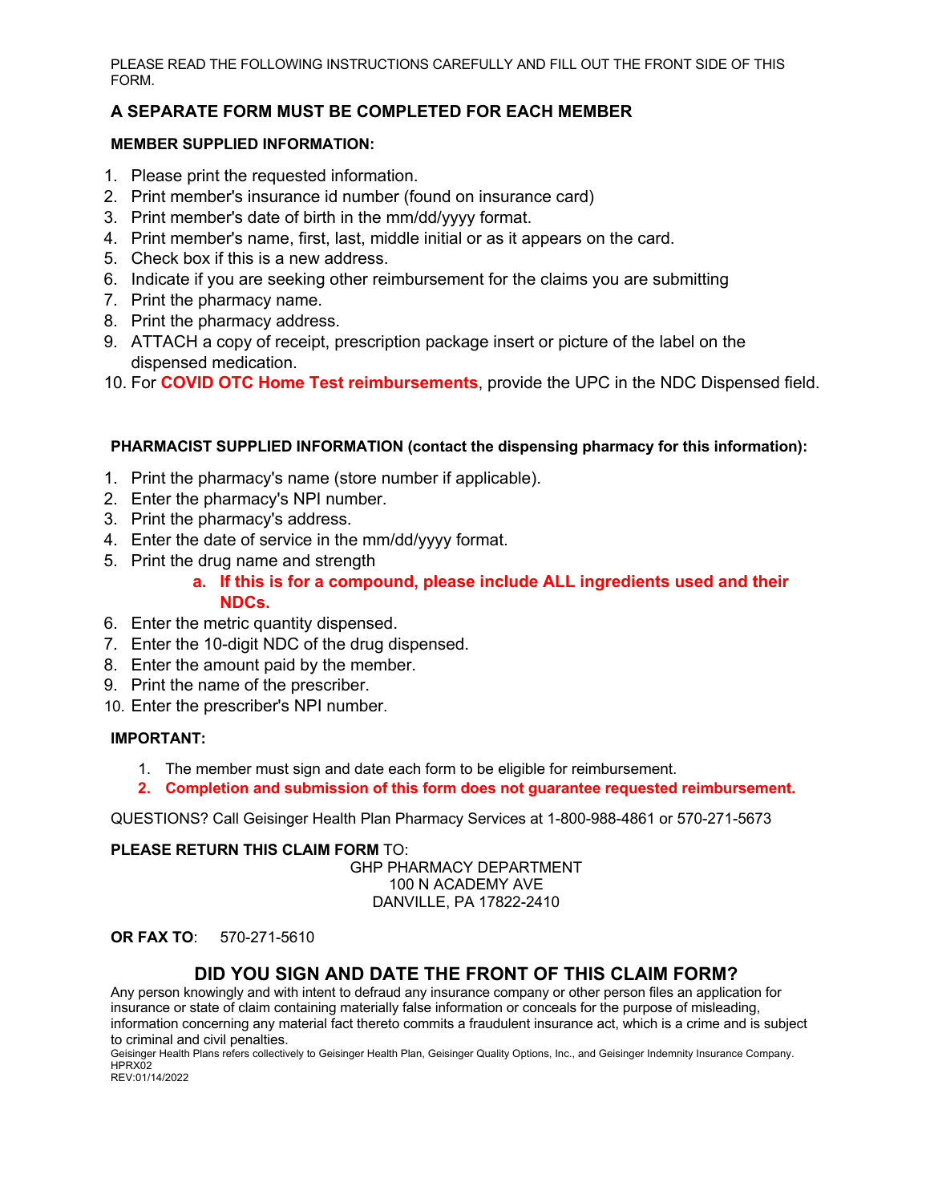PLEASE READ THE FOLLOWING INSTRUCTIONS CAREFULLY AND FILL OUT THE FRONT SIDE OF THIS FORM.

## A SEPARATE FORM MUST BE COMPLETED FOR EACH MEMBER

**MEMBER SUPPLIED INFORMATION:**

1. Please print the requested information.
2. Print member's insurance id number (found on insurance card)
3. Print member's date of birth in the mm/dd/yyyy format.
4. Print member's name, first, last, middle initial or as it appears on the card.
5. Check box if this is a new address.
6. Indicate if you are seeking other reimbursement for the claims you are submitting
7. Print the pharmacy name.
8. Print the pharmacy address.
9. ATTACH a copy of receipt, prescription package insert or picture of the label on the dispensed medication.
10. For **COVID OTC Home Test reimbursements**, provide the UPC in the NDC Dispensed field.

**PHARMACIST SUPPLIED INFORMATION (contact the dispensing pharmacy for this information):**

1. Print the pharmacy's name (store number if applicable).
2. Enter the pharmacy's NPI number.
3. Print the pharmacy's address.
4. Enter the date of service in the mm/dd/yyyy format.
5. Print the drug name and strength
   a. **If this is for a compound, please include ALL ingredients used and their NDCs.**
6. Enter the metric quantity dispensed.
7. Enter the 10-digit NDC of the drug dispensed.
8. Enter the amount paid by the member.
9. Print the name of the prescriber.
10. Enter the prescriber's NPI number.

**IMPORTANT:**

1. The member must sign and date each form to be eligible for reimbursement.
2. **Completion and submission of this form does not guarantee requested reimbursement.**

QUESTIONS? Call Geisinger Health Plan Pharmacy Services at 1-800-988-4861 or 570-271-5673

**PLEASE RETURN THIS CLAIM FORM** TO:

GHP PHARMACY DEPARTMENT
100 N ACADEMY AVE
DANVILLE, PA 17822-2410

**OR FAX TO**: 570-271-5610

## DID YOU SIGN AND DATE THE FRONT OF THIS CLAIM FORM?

Any person knowingly and with intent to defraud any insurance company or other person files an application for insurance or state of claim containing materially false information or conceals for the purpose of misleading, information concerning any material fact thereto commits a fraudulent insurance act, which is a crime and is subject to criminal and civil penalties.

Geisinger Health Plans refers collectively to Geisinger Health Plan, Geisinger Quality Options, Inc., and Geisinger Indemnity Insurance Company.
HPRX02
REV:01/14/2022